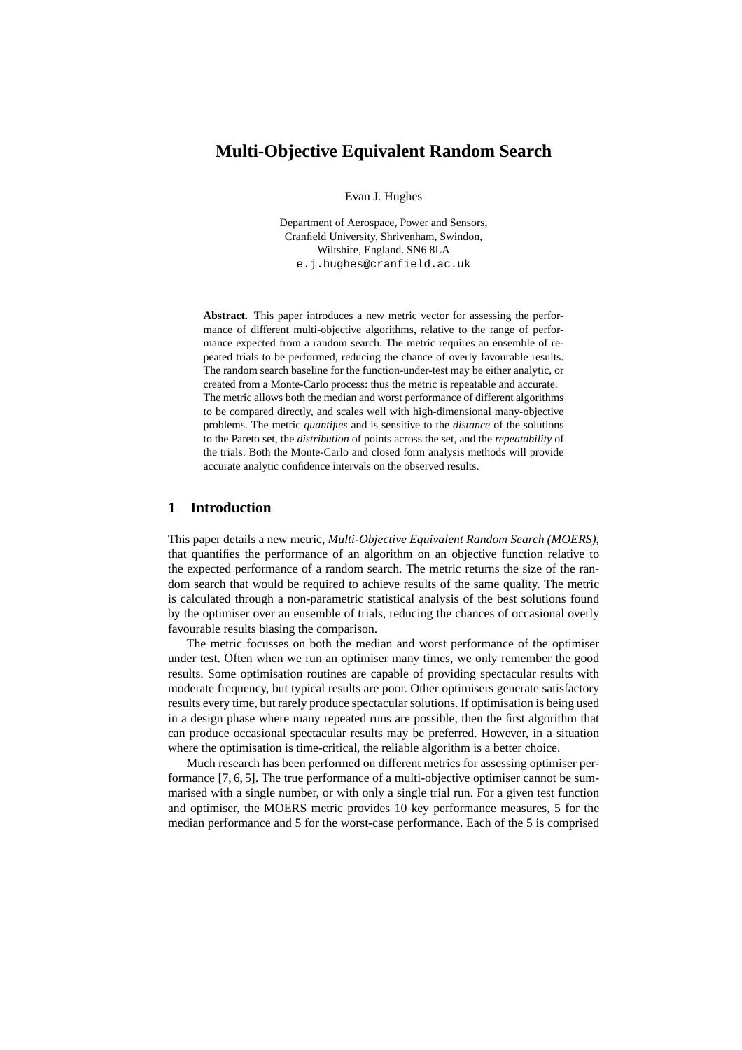# Multi-Objective Equivalent Random Search

Evan J. Hughes

Department of Aerospace, Power and Sensors,
Cranfield University, Shrivenham, Swindon,
Wiltshire, England. SN6 8LA
e.j.hughes@cranfield.ac.uk

**Abstract.** This paper introduces a new metric vector for assessing the performance of different multi-objective algorithms, relative to the range of performance expected from a random search. The metric requires an ensemble of repeated trials to be performed, reducing the chance of overly favourable results. The random search baseline for the function-under-test may be either analytic, or created from a Monte-Carlo process: thus the metric is repeatable and accurate. The metric allows both the median and worst performance of different algorithms to be compared directly, and scales well with high-dimensional many-objective problems. The metric *quantifies* and is sensitive to the *distance* of the solutions to the Pareto set, the *distribution* of points across the set, and the *repeatability* of the trials. Both the Monte-Carlo and closed form analysis methods will provide accurate analytic confidence intervals on the observed results.

## 1 Introduction

This paper details a new metric, *Multi-Objective Equivalent Random Search (MOERS)*, that quantifies the performance of an algorithm on an objective function relative to the expected performance of a random search. The metric returns the size of the random search that would be required to achieve results of the same quality. The metric is calculated through a non-parametric statistical analysis of the best solutions found by the optimiser over an ensemble of trials, reducing the chances of occasional overly favourable results biasing the comparison.

The metric focusses on both the median and worst performance of the optimiser under test. Often when we run an optimiser many times, we only remember the good results. Some optimisation routines are capable of providing spectacular results with moderate frequency, but typical results are poor. Other optimisers generate satisfactory results every time, but rarely produce spectacular solutions. If optimisation is being used in a design phase where many repeated runs are possible, then the first algorithm that can produce occasional spectacular results may be preferred. However, in a situation where the optimisation is time-critical, the reliable algorithm is a better choice.

Much research has been performed on different metrics for assessing optimiser performance [7, 6, 5]. The true performance of a multi-objective optimiser cannot be summarised with a single number, or with only a single trial run. For a given test function and optimiser, the MOERS metric provides 10 key performance measures, 5 for the median performance and 5 for the worst-case performance. Each of the 5 is comprised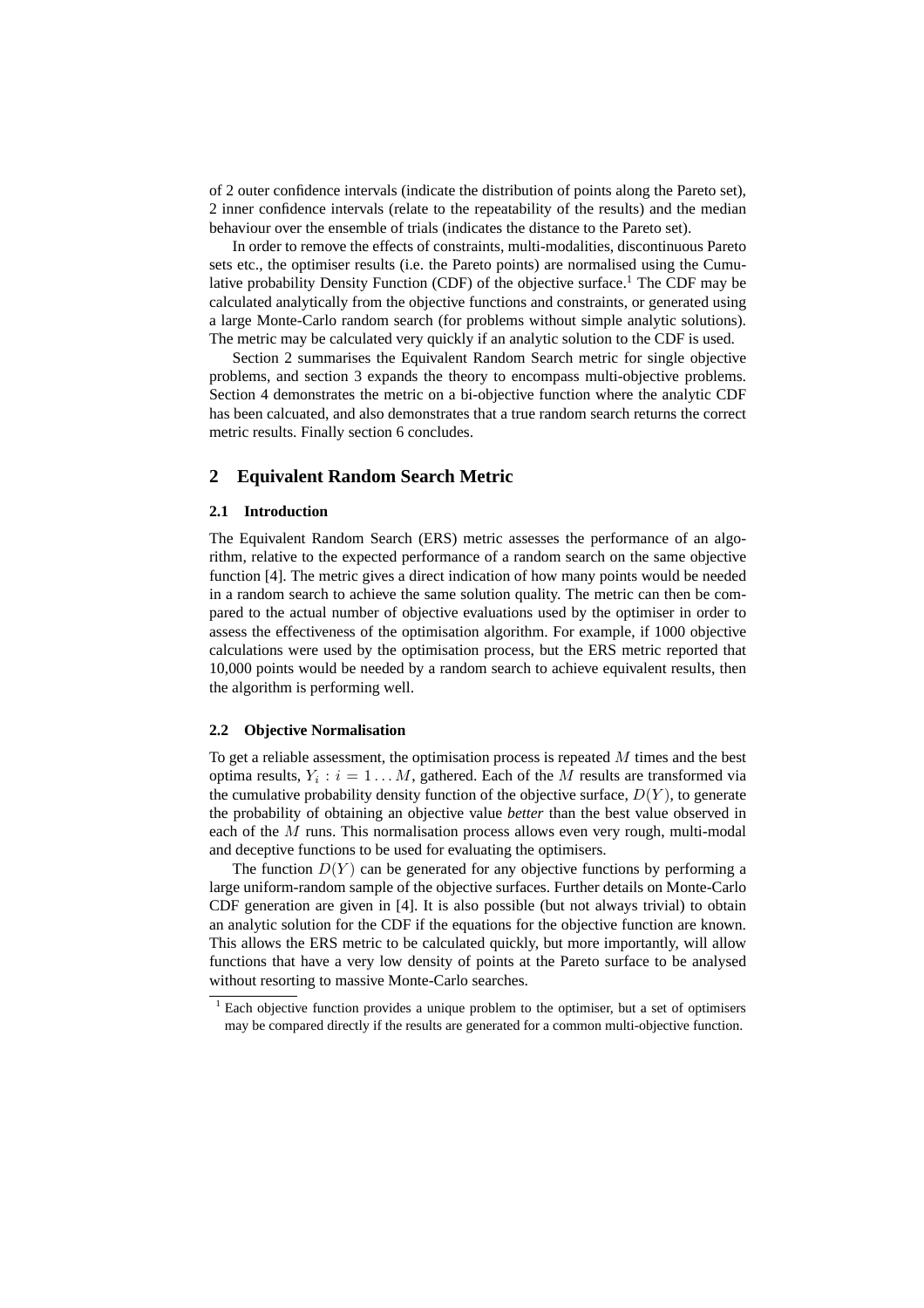of 2 outer confidence intervals (indicate the distribution of points along the Pareto set), 2 inner confidence intervals (relate to the repeatability of the results) and the median behaviour over the ensemble of trials (indicates the distance to the Pareto set).

In order to remove the effects of constraints, multi-modalities, discontinuous Pareto sets etc., the optimiser results (i.e. the Pareto points) are normalised using the Cumulative probability Density Function (CDF) of the objective surface.[1] The CDF may be calculated analytically from the objective functions and constraints, or generated using a large Monte-Carlo random search (for problems without simple analytic solutions). The metric may be calculated very quickly if an analytic solution to the CDF is used.

Section 2 summarises the Equivalent Random Search metric for single objective problems, and section 3 expands the theory to encompass multi-objective problems. Section 4 demonstrates the metric on a bi-objective function where the analytic CDF has been calcuated, and also demonstrates that a true random search returns the correct metric results. Finally section 6 concludes.

## 2 Equivalent Random Search Metric

### 2.1 Introduction

The Equivalent Random Search (ERS) metric assesses the performance of an algorithm, relative to the expected performance of a random search on the same objective function [4]. The metric gives a direct indication of how many points would be needed in a random search to achieve the same solution quality. The metric can then be compared to the actual number of objective evaluations used by the optimiser in order to assess the effectiveness of the optimisation algorithm. For example, if 1000 objective calculations were used by the optimisation process, but the ERS metric reported that 10,000 points would be needed by a random search to achieve equivalent results, then the algorithm is performing well.

### 2.2 Objective Normalisation

To get a reliable assessment, the optimisation process is repeated $M$ times and the best optima results, $Y_i : i = 1 \ldots M$, gathered. Each of the $M$ results are transformed via the cumulative probability density function of the objective surface, $D(Y)$, to generate the probability of obtaining an objective value *better* than the best value observed in each of the $M$ runs. This normalisation process allows even very rough, multi-modal and deceptive functions to be used for evaluating the optimisers.

The function $D(Y)$ can be generated for any objective functions by performing a large uniform-random sample of the objective surfaces. Further details on Monte-Carlo CDF generation are given in [4]. It is also possible (but not always trivial) to obtain an analytic solution for the CDF if the equations for the objective function are known. This allows the ERS metric to be calculated quickly, but more importantly, will allow functions that have a very low density of points at the Pareto surface to be analysed without resorting to massive Monte-Carlo searches.

[1] Each objective function provides a unique problem to the optimiser, but a set of optimisers may be compared directly if the results are generated for a common multi-objective function.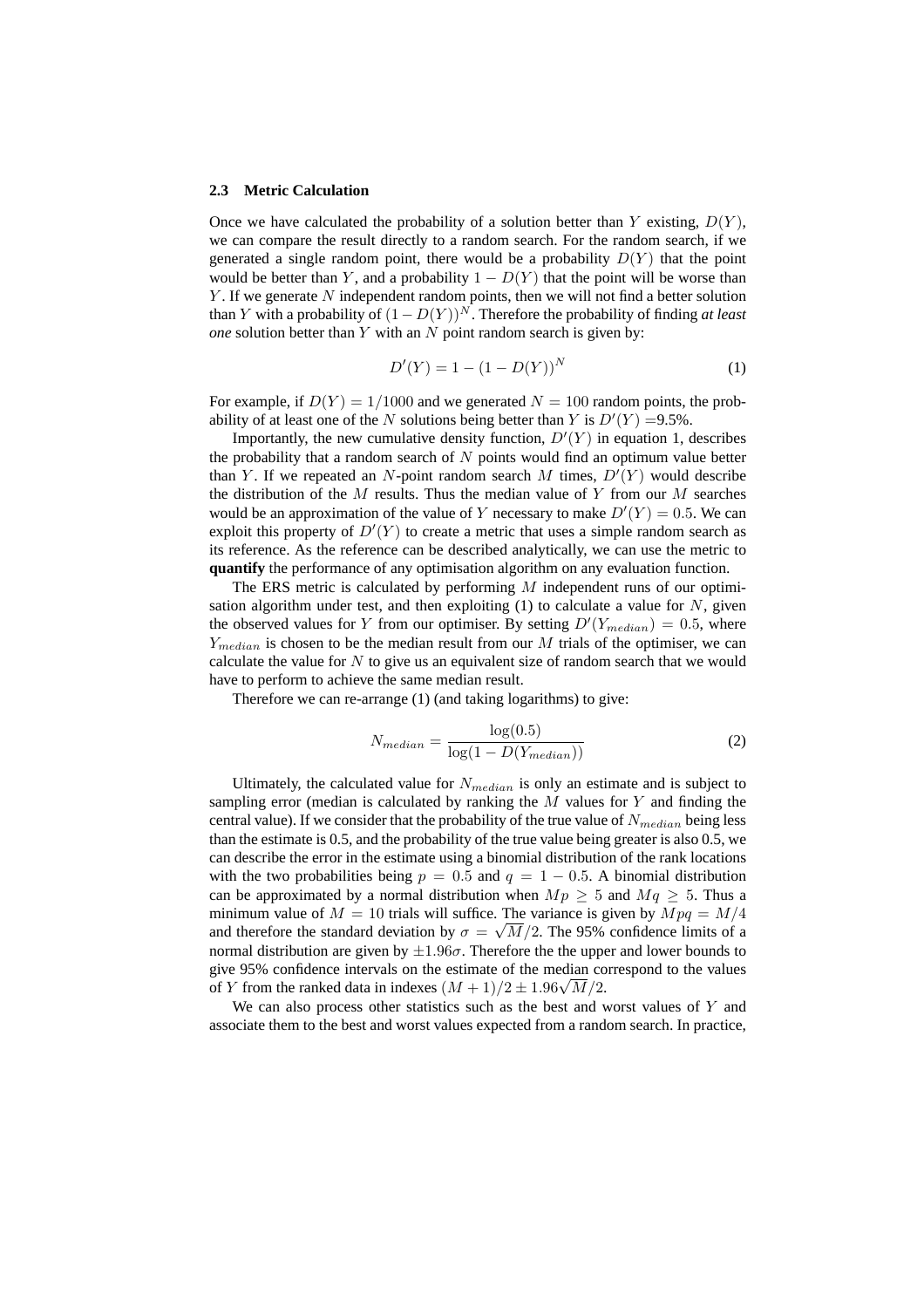### 2.3 Metric Calculation

Once we have calculated the probability of a solution better than $Y$ existing, $D(Y)$, we can compare the result directly to a random search. For the random search, if we generated a single random point, there would be a probability $D(Y)$ that the point would be better than $Y$, and a probability $1 - D(Y)$ that the point will be worse than $Y$. If we generate $N$ independent random points, then we will not find a better solution than $Y$ with a probability of $(1 - D(Y))^N$. Therefore the probability of finding *at least one* solution better than $Y$ with an $N$ point random search is given by:

$$D'(Y) = 1 - (1 - D(Y))^N \tag{1}$$

For example, if $D(Y) = 1/1000$ and we generated $N = 100$ random points, the probability of at least one of the $N$ solutions being better than $Y$ is $D'(Y)$ =9.5%.

Importantly, the new cumulative density function, $D'(Y)$ in equation 1, describes the probability that a random search of $N$ points would find an optimum value better than $Y$. If we repeated an $N$-point random search $M$ times, $D'(Y)$ would describe the distribution of the $M$ results. Thus the median value of $Y$ from our $M$ searches would be an approximation of the value of $Y$ necessary to make $D'(Y) = 0.5$. We can exploit this property of $D'(Y)$ to create a metric that uses a simple random search as its reference. As the reference can be described analytically, we can use the metric to **quantify** the performance of any optimisation algorithm on any evaluation function.

The ERS metric is calculated by performing $M$ independent runs of our optimisation algorithm under test, and then exploiting (1) to calculate a value for $N$, given the observed values for $Y$ from our optimiser. By setting $D'(Y_{median}) = 0.5$, where $Y_{median}$ is chosen to be the median result from our $M$ trials of the optimiser, we can calculate the value for $N$ to give us an equivalent size of random search that we would have to perform to achieve the same median result.

Therefore we can re-arrange (1) (and taking logarithms) to give:

$$N_{median} = \frac{\log(0.5)}{\log(1 - D(Y_{median}))} \tag{2}$$

Ultimately, the calculated value for $N_{median}$ is only an estimate and is subject to sampling error (median is calculated by ranking the $M$ values for $Y$ and finding the central value). If we consider that the probability of the true value of $N_{median}$ being less than the estimate is 0.5, and the probability of the true value being greater is also 0.5, we can describe the error in the estimate using a binomial distribution of the rank locations with the two probabilities being $p = 0.5$ and $q = 1 - 0.5$. A binomial distribution can be approximated by a normal distribution when $Mp \geq 5$ and $Mq \geq 5$. Thus a minimum value of $M = 10$ trials will suffice. The variance is given by $Mpq = M/4$ and therefore the standard deviation by $\sigma = \sqrt{M}/2$. The 95% confidence limits of a normal distribution are given by $\pm 1.96\sigma$. Therefore the the upper and lower bounds to give 95% confidence intervals on the estimate of the median correspond to the values of $Y$ from the ranked data in indexes $(M + 1)/2 \pm 1.96\sqrt{M}/2$.

We can also process other statistics such as the best and worst values of $Y$ and associate them to the best and worst values expected from a random search. In practice,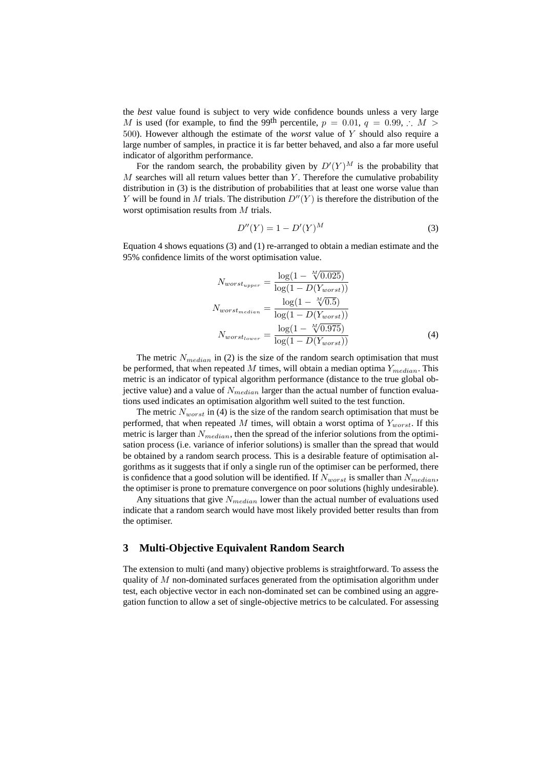the *best* value found is subject to very wide confidence bounds unless a very large $M$ is used (for example, to find the 99th percentile, $p = 0.01$, $q = 0.99$, $\therefore M > 500$). However although the estimate of the *worst* value of $Y$ should also require a large number of samples, in practice it is far better behaved, and also a far more useful indicator of algorithm performance.

For the random search, the probability given by $D'(Y)^M$ is the probability that $M$ searches will all return values better than $Y$. Therefore the cumulative probability distribution in (3) is the distribution of probabilities that at least one worse value than $Y$ will be found in $M$ trials. The distribution $D''(Y)$ is therefore the distribution of the worst optimisation results from $M$ trials.

$$D''(Y) = 1 - D'(Y)^M \tag{3}$$

Equation 4 shows equations (3) and (1) re-arranged to obtain a median estimate and the 95% confidence limits of the worst optimisation value.

$$\begin{aligned}
N_{worst_{upper}} &= \frac{\log(1 - \sqrt[M]{0.025})}{\log(1 - D(Y_{worst}))} \\
N_{worst_{median}} &= \frac{\log(1 - \sqrt[M]{0.5})}{\log(1 - D(Y_{worst}))} \\
N_{worst_{lower}} &= \frac{\log(1 - \sqrt[M]{0.975})}{\log(1 - D(Y_{worst}))}
\end{aligned} \tag{4}$$

The metric $N_{median}$ in (2) is the size of the random search optimisation that must be performed, that when repeated $M$ times, will obtain a median optima $Y_{median}$. This metric is an indicator of typical algorithm performance (distance to the true global objective value) and a value of $N_{median}$ larger than the actual number of function evaluations used indicates an optimisation algorithm well suited to the test function.

The metric $N_{worst}$ in (4) is the size of the random search optimisation that must be performed, that when repeated $M$ times, will obtain a worst optima of $Y_{worst}$. If this metric is larger than $N_{median}$, then the spread of the inferior solutions from the optimisation process (i.e. variance of inferior solutions) is smaller than the spread that would be obtained by a random search process. This is a desirable feature of optimisation algorithms as it suggests that if only a single run of the optimiser can be performed, there is confidence that a good solution will be identified. If $N_{worst}$ is smaller than $N_{median}$, the optimiser is prone to premature convergence on poor solutions (highly undesirable).

Any situations that give $N_{median}$ lower than the actual number of evaluations used indicate that a random search would have most likely provided better results than from the optimiser.

## 3 Multi-Objective Equivalent Random Search

The extension to multi (and many) objective problems is straightforward. To assess the quality of $M$ non-dominated surfaces generated from the optimisation algorithm under test, each objective vector in each non-dominated set can be combined using an aggregation function to allow a set of single-objective metrics to be calculated. For assessing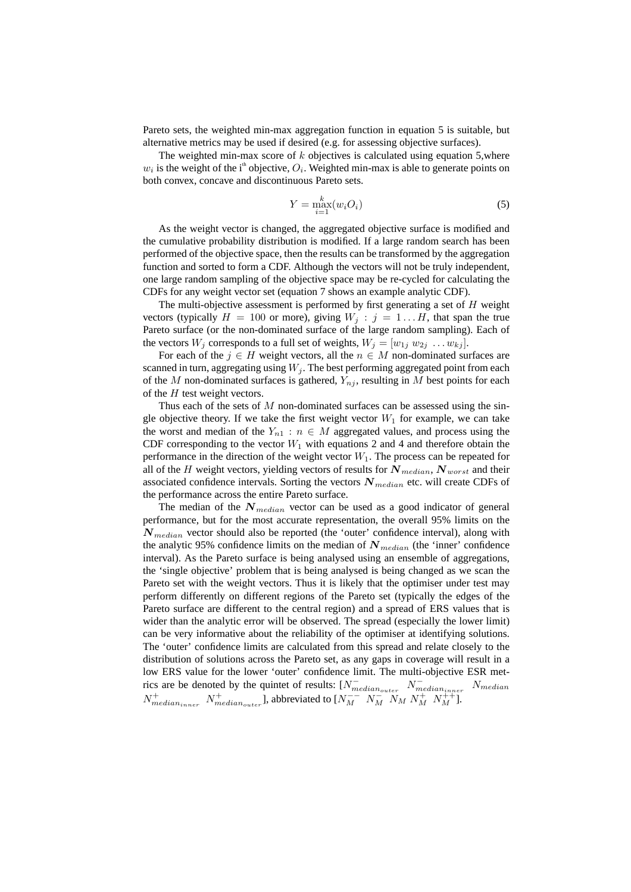Pareto sets, the weighted min-max aggregation function in equation 5 is suitable, but alternative metrics may be used if desired (e.g. for assessing objective surfaces).

The weighted min-max score of $k$ objectives is calculated using equation 5,where $w_i$ is the weight of the i$^{th}$ objective, $O_i$. Weighted min-max is able to generate points on both convex, concave and discontinuous Pareto sets.

$$Y = \max_{i=1}^{k}(w_i O_i) \tag{5}$$

As the weight vector is changed, the aggregated objective surface is modified and the cumulative probability distribution is modified. If a large random search has been performed of the objective space, then the results can be transformed by the aggregation function and sorted to form a CDF. Although the vectors will not be truly independent, one large random sampling of the objective space may be re-cycled for calculating the CDFs for any weight vector set (equation 7 shows an example analytic CDF).

The multi-objective assessment is performed by first generating a set of $H$ weight vectors (typically $H = 100$ or more), giving $W_j : j = 1 \ldots H$, that span the true Pareto surface (or the non-dominated surface of the large random sampling). Each of the vectors $W_j$ corresponds to a full set of weights, $W_j = [w_{1j}\ w_{2j}\ \ldots w_{kj}]$.

For each of the $j \in H$ weight vectors, all the $n \in M$ non-dominated surfaces are scanned in turn, aggregating using $W_j$. The best performing aggregated point from each of the $M$ non-dominated surfaces is gathered, $Y_{nj}$, resulting in $M$ best points for each of the $H$ test weight vectors.

Thus each of the sets of $M$ non-dominated surfaces can be assessed using the single objective theory. If we take the first weight vector $W_1$ for example, we can take the worst and median of the $Y_{n1} : n \in M$ aggregated values, and process using the CDF corresponding to the vector $W_1$ with equations 2 and 4 and therefore obtain the performance in the direction of the weight vector $W_1$. The process can be repeated for all of the $H$ weight vectors, yielding vectors of results for $\boldsymbol{N}_{median}$, $\boldsymbol{N}_{worst}$ and their associated confidence intervals. Sorting the vectors $\boldsymbol{N}_{median}$ etc. will create CDFs of the performance across the entire Pareto surface.

The median of the $\boldsymbol{N}_{median}$ vector can be used as a good indicator of general performance, but for the most accurate representation, the overall 95% limits on the $\boldsymbol{N}_{median}$ vector should also be reported (the 'outer' confidence interval), along with the analytic 95% confidence limits on the median of $\boldsymbol{N}_{median}$ (the 'inner' confidence interval). As the Pareto surface is being analysed using an ensemble of aggregations, the 'single objective' problem that is being analysed is being changed as we scan the Pareto set with the weight vectors. Thus it is likely that the optimiser under test may perform differently on different regions of the Pareto set (typically the edges of the Pareto surface are different to the central region) and a spread of ERS values that is wider than the analytic error will be observed. The spread (especially the lower limit) can be very informative about the reliability of the optimiser at identifying solutions. The 'outer' confidence limits are calculated from this spread and relate closely to the distribution of solutions across the Pareto set, as any gaps in coverage will result in a low ERS value for the lower 'outer' confidence limit. The multi-objective ESR metrics are be denoted by the quintet of results: [$N^{-}_{median_{outer}}$ $N^{-}_{median_{inner}}$ $N_{median}$ $N^{+}_{median_{inner}}$ $N^{+}_{median_{outer}}$], abbreviated to [$N^{--}_{M}$ $N^{-}_{M}$ $N_{M}$ $N^{+}_{M}$ $N^{++}_{M}$].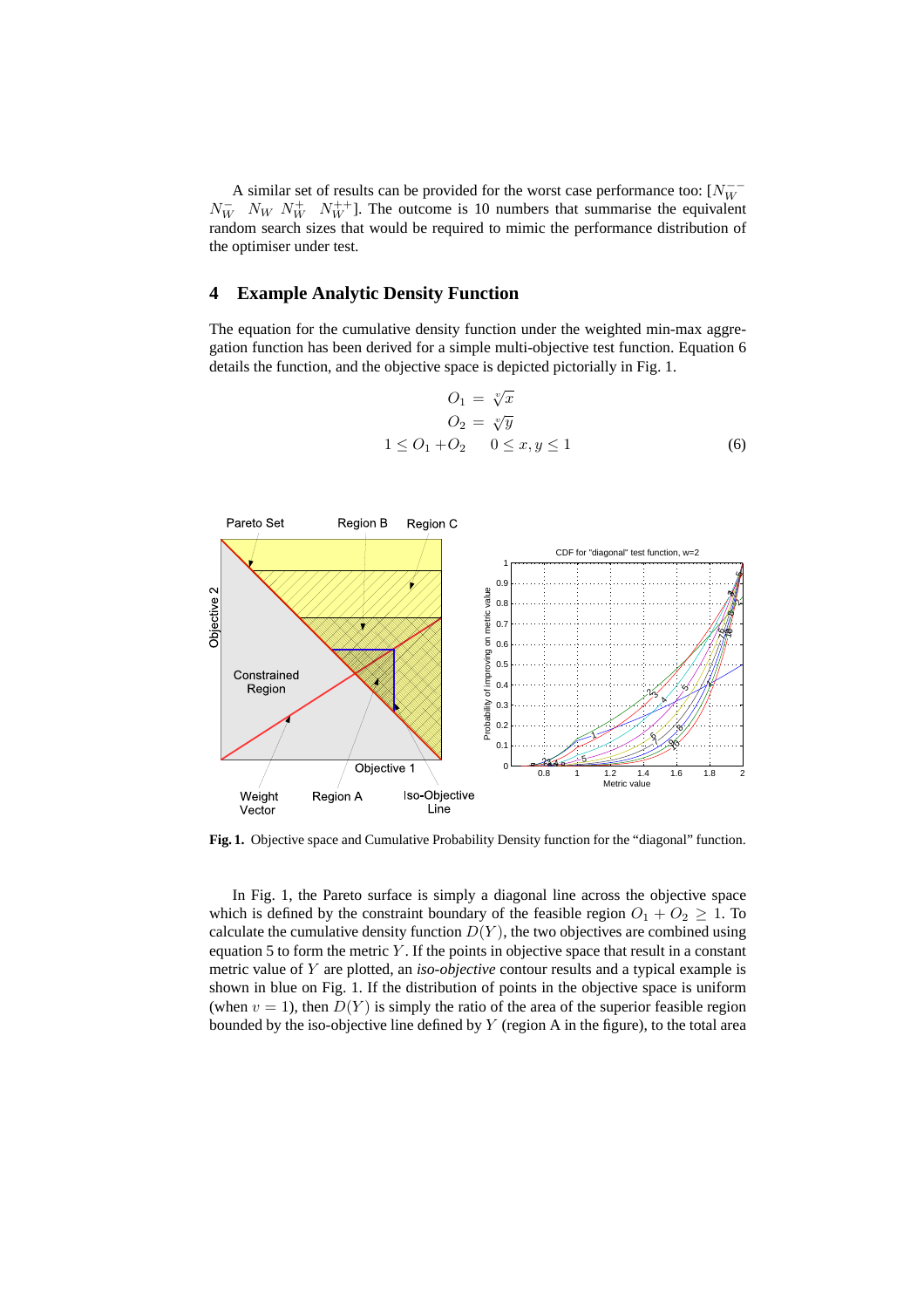A similar set of results can be provided for the worst case performance too: $[N_W^{--}$ $N_W^{-}$ $N_W$ $N_W^{+}$ $N_W^{++}]$. The outcome is 10 numbers that summarise the equivalent random search sizes that would be required to mimic the performance distribution of the optimiser under test.

## 4 Example Analytic Density Function

The equation for the cumulative density function under the weighted min-max aggregation function has been derived for a simple multi-objective test function. Equation 6 details the function, and the objective space is depicted pictorially in Fig. 1.

$$
\begin{aligned}
O_1 &= \sqrt[v]{x} \\
O_2 &= \sqrt[v]{y} \\
1 \le O_1 + O_2 & \quad 0 \le x, y \le 1
\end{aligned}
\tag{6}
$$

**Fig. 1.** Objective space and Cumulative Probability Density function for the "diagonal" function.

In Fig. 1, the Pareto surface is simply a diagonal line across the objective space which is defined by the constraint boundary of the feasible region $O_1 + O_2 \ge 1$. To calculate the cumulative density function $D(Y)$, the two objectives are combined using equation 5 to form the metric $Y$. If the points in objective space that result in a constant metric value of $Y$ are plotted, an *iso-objective* contour results and a typical example is shown in blue on Fig. 1. If the distribution of points in the objective space is uniform (when $v = 1$), then $D(Y)$ is simply the ratio of the area of the superior feasible region bounded by the iso-objective line defined by $Y$ (region A in the figure), to the total area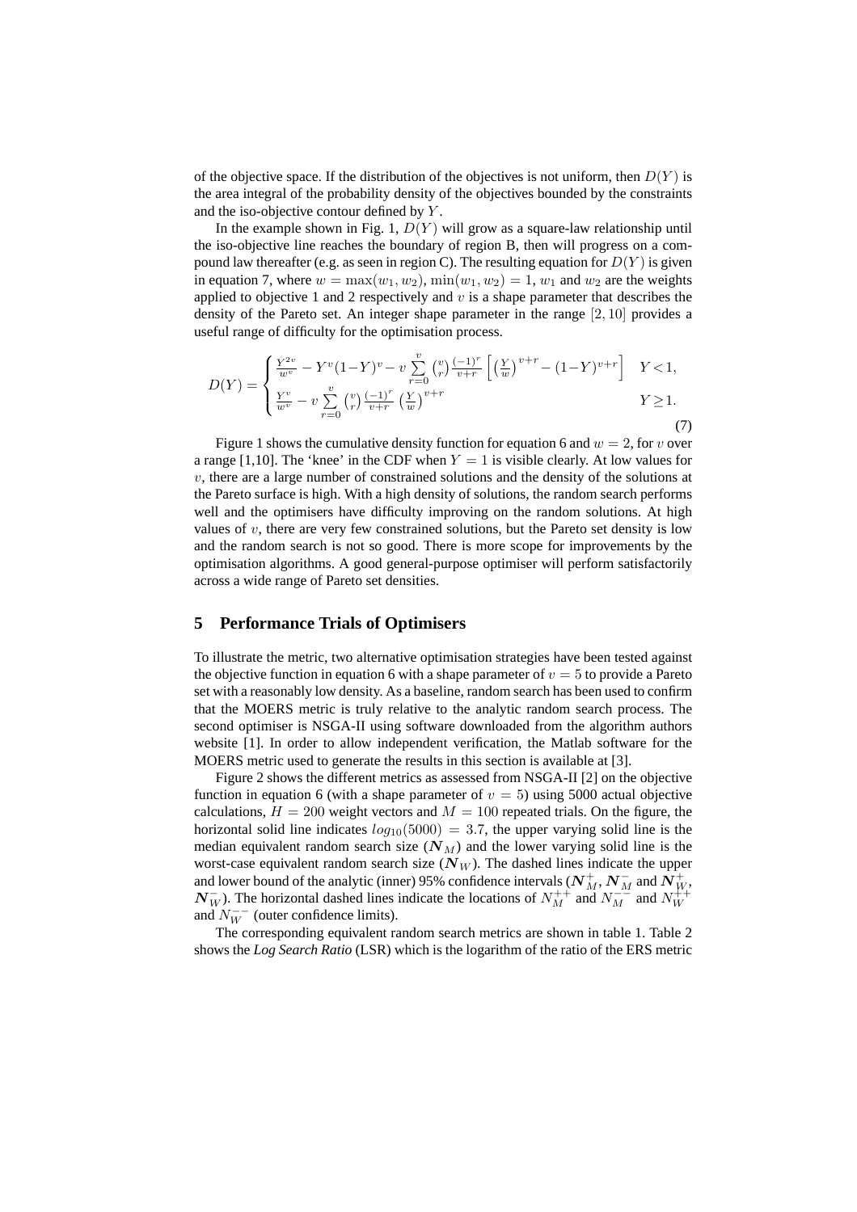of the objective space. If the distribution of the objectives is not uniform, then $D(Y)$ is the area integral of the probability density of the objectives bounded by the constraints and the iso-objective contour defined by $Y$.

In the example shown in Fig. 1, $D(Y)$ will grow as a square-law relationship until the iso-objective line reaches the boundary of region B, then will progress on a compound law thereafter (e.g. as seen in region C). The resulting equation for $D(Y)$ is given in equation 7, where $w = \max(w_1, w_2)$, $\min(w_1, w_2) = 1$, $w_1$ and $w_2$ are the weights applied to objective 1 and 2 respectively and $v$ is a shape parameter that describes the density of the Pareto set. An integer shape parameter in the range $[2, 10]$ provides a useful range of difficulty for the optimisation process.

$$D(Y) = \begin{cases} \frac{Y^{2v}}{w^v} - Y^v(1-Y)^v - v \sum\limits_{r=0}^{v} \binom{v}{r} \frac{(-1)^r}{v+r} \left[ \left(\frac{Y}{w}\right)^{v+r} - (1-Y)^{v+r} \right] & Y < 1, \\ \frac{Y^v}{w^v} - v \sum\limits_{r=0}^{v} \binom{v}{r} \frac{(-1)^r}{v+r} \left(\frac{Y}{w}\right)^{v+r} & Y \geq 1. \end{cases} \tag{7}$$

Figure 1 shows the cumulative density function for equation 6 and $w = 2$, for $v$ over a range [1,10]. The 'knee' in the CDF when $Y = 1$ is visible clearly. At low values for $v$, there are a large number of constrained solutions and the density of the solutions at the Pareto surface is high. With a high density of solutions, the random search performs well and the optimisers have difficulty improving on the random solutions. At high values of $v$, there are very few constrained solutions, but the Pareto set density is low and the random search is not so good. There is more scope for improvements by the optimisation algorithms. A good general-purpose optimiser will perform satisfactorily across a wide range of Pareto set densities.

## 5 Performance Trials of Optimisers

To illustrate the metric, two alternative optimisation strategies have been tested against the objective function in equation 6 with a shape parameter of $v = 5$ to provide a Pareto set with a reasonably low density. As a baseline, random search has been used to confirm that the MOERS metric is truly relative to the analytic random search process. The second optimiser is NSGA-II using software downloaded from the algorithm authors website [1]. In order to allow independent verification, the Matlab software for the MOERS metric used to generate the results in this section is available at [3].

Figure 2 shows the different metrics as assessed from NSGA-II [2] on the objective function in equation 6 (with a shape parameter of $v = 5$) using 5000 actual objective calculations, $H = 200$ weight vectors and $M = 100$ repeated trials. On the figure, the horizontal solid line indicates $log_{10}(5000) = 3.7$, the upper varying solid line is the median equivalent random search size ($\boldsymbol{N}_M$) and the lower varying solid line is the worst-case equivalent random search size ($\boldsymbol{N}_W$). The dashed lines indicate the upper and lower bound of the analytic (inner) 95% confidence intervals ($\boldsymbol{N}_M^+$, $\boldsymbol{N}_M^-$ and $\boldsymbol{N}_W^+$, $\boldsymbol{N}_W^-$). The horizontal dashed lines indicate the locations of $N_M^{++}$ and $N_M^{--}$ and $N_W^{++}$ and $N_W^{--}$ (outer confidence limits).

The corresponding equivalent random search metrics are shown in table 1. Table 2 shows the *Log Search Ratio* (LSR) which is the logarithm of the ratio of the ERS metric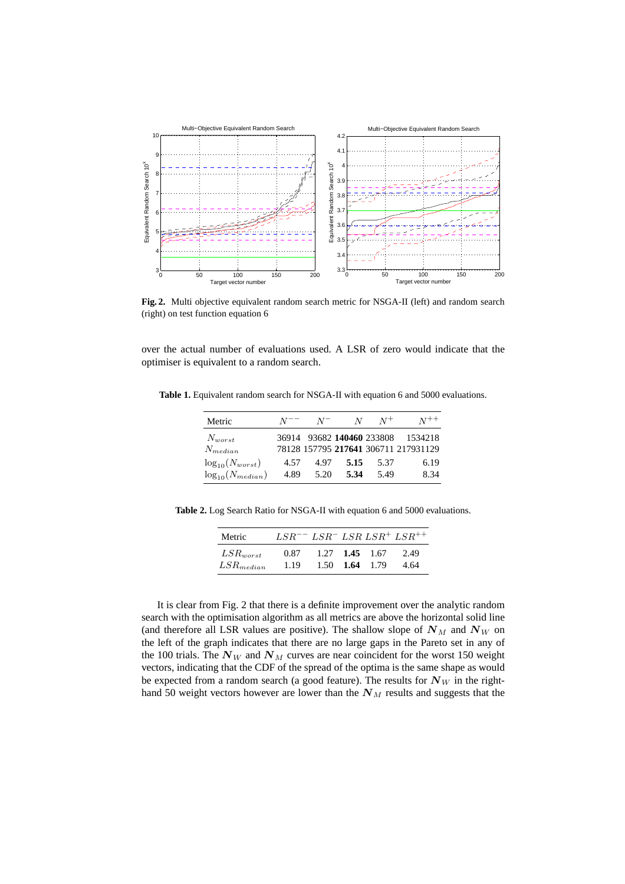Fig. 2. Multi objective equivalent random search metric for NSGA-II (left) and random search (right) on test function equation 6

over the actual number of evaluations used. A LSR of zero would indicate that the optimiser is equivalent to a random search.

**Table 1.** Equivalent random search for NSGA-II with equation 6 and 5000 evaluations.

| Metric | $N^{--}$ | $N^{-}$ | $N$ | $N^{+}$ | $N^{++}$ |
|---|---|---|---|---|---|
| $N_{worst}$ | 36914 | 93682 | **140460** | 233808 | 1534218 |
| $N_{median}$ | 78128 | 157795 | **217641** | 306711 | 217931129 |
| $\log_{10}(N_{worst})$ | 4.57 | 4.97 | **5.15** | 5.37 | 6.19 |
| $\log_{10}(N_{median})$ | 4.89 | 5.20 | **5.34** | 5.49 | 8.34 |

**Table 2.** Log Search Ratio for NSGA-II with equation 6 and 5000 evaluations.

| Metric | $LSR^{--}$ | $LSR^{-}$ | $LSR$ | $LSR^{+}$ | $LSR^{++}$ |
|---|---|---|---|---|---|
| $LSR_{worst}$ | 0.87 | 1.27 | **1.45** | 1.67 | 2.49 |
| $LSR_{median}$ | 1.19 | 1.50 | **1.64** | 1.79 | 4.64 |

It is clear from Fig. 2 that there is a definite improvement over the analytic random search with the optimisation algorithm as all metrics are above the horizontal solid line (and therefore all LSR values are positive). The shallow slope of $\boldsymbol{N}_M$ and $\boldsymbol{N}_W$ on the left of the graph indicates that there are no large gaps in the Pareto set in any of the 100 trials. The $\boldsymbol{N}_W$ and $\boldsymbol{N}_M$ curves are near coincident for the worst 150 weight vectors, indicating that the CDF of the spread of the optima is the same shape as would be expected from a random search (a good feature). The results for $\boldsymbol{N}_W$ in the right-hand 50 weight vectors however are lower than the $\boldsymbol{N}_M$ results and suggests that the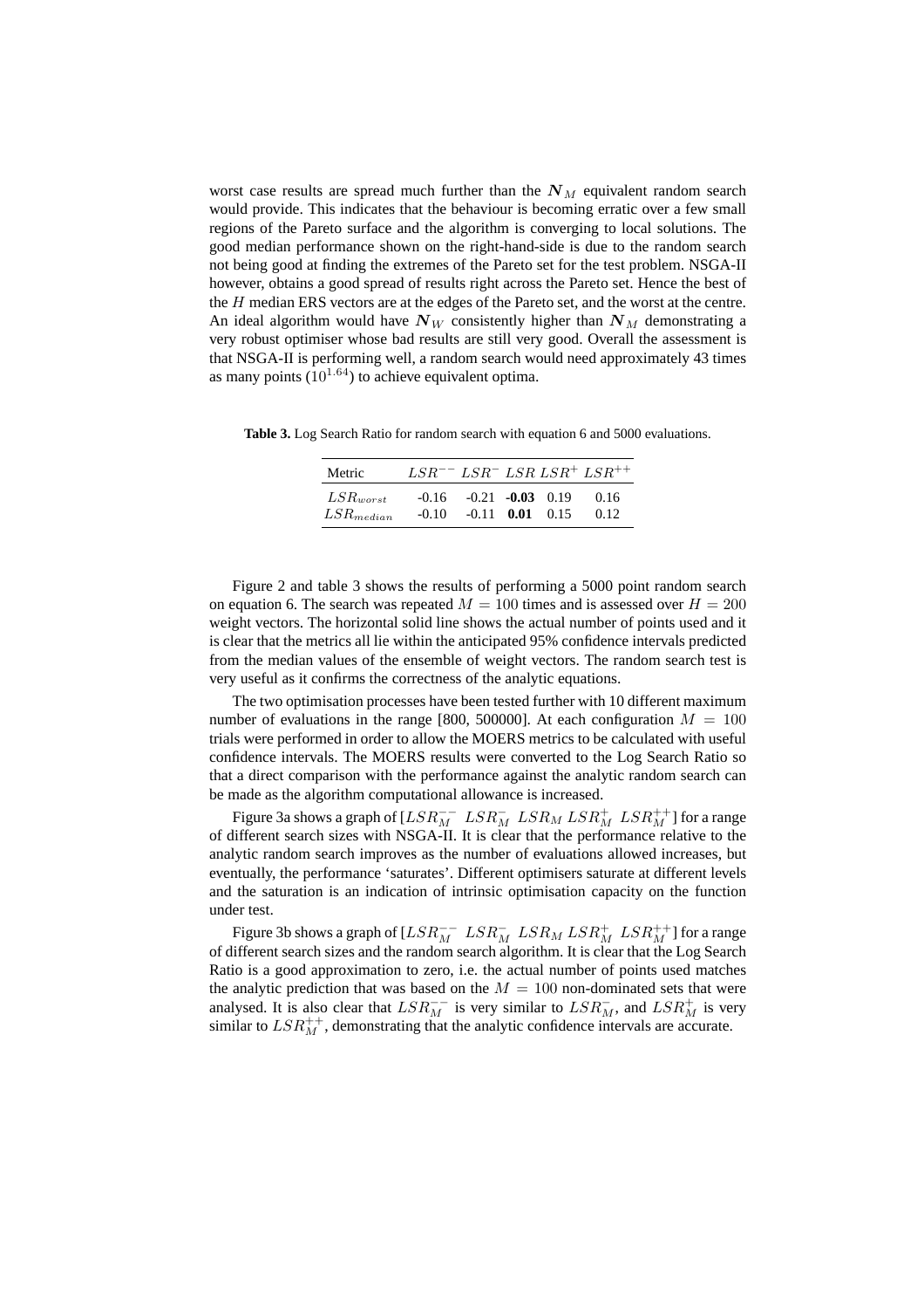worst case results are spread much further than the $\boldsymbol{N}_M$ equivalent random search would provide. This indicates that the behaviour is becoming erratic over a few small regions of the Pareto surface and the algorithm is converging to local solutions. The good median performance shown on the right-hand-side is due to the random search not being good at finding the extremes of the Pareto set for the test problem. NSGA-II however, obtains a good spread of results right across the Pareto set. Hence the best of the $H$ median ERS vectors are at the edges of the Pareto set, and the worst at the centre. An ideal algorithm would have $\boldsymbol{N}_W$ consistently higher than $\boldsymbol{N}_M$ demonstrating a very robust optimiser whose bad results are still very good. Overall the assessment is that NSGA-II is performing well, a random search would need approximately 43 times as many points ($10^{1.64}$) to achieve equivalent optima.

**Table 3.** Log Search Ratio for random search with equation 6 and 5000 evaluations.

| Metric | $LSR^{--}$ | $LSR^{-}$ | $LSR$ | $LSR^{+}$ | $LSR^{++}$ |
|---|---|---|---|---|---|
| $LSR_{worst}$ | -0.16 | -0.21 | **-0.03** | 0.19 | 0.16 |
| $LSR_{median}$ | -0.10 | -0.11 | **0.01** | 0.15 | 0.12 |

Figure 2 and table 3 shows the results of performing a 5000 point random search on equation 6. The search was repeated $M = 100$ times and is assessed over $H = 200$ weight vectors. The horizontal solid line shows the actual number of points used and it is clear that the metrics all lie within the anticipated 95% confidence intervals predicted from the median values of the ensemble of weight vectors. The random search test is very useful as it confirms the correctness of the analytic equations.

The two optimisation processes have been tested further with 10 different maximum number of evaluations in the range [800, 500000]. At each configuration $M = 100$ trials were performed in order to allow the MOERS metrics to be calculated with useful confidence intervals. The MOERS results were converted to the Log Search Ratio so that a direct comparison with the performance against the analytic random search can be made as the algorithm computational allowance is increased.

Figure 3a shows a graph of [$LSR_M^{--}$ $LSR_M^{-}$ $LSR_M$ $LSR_M^{+}$ $LSR_M^{++}$] for a range of different search sizes with NSGA-II. It is clear that the performance relative to the analytic random search improves as the number of evaluations allowed increases, but eventually, the performance 'saturates'. Different optimisers saturate at different levels and the saturation is an indication of intrinsic optimisation capacity on the function under test.

Figure 3b shows a graph of [$LSR_M^{--}$ $LSR_M^{-}$ $LSR_M$ $LSR_M^{+}$ $LSR_M^{++}$] for a range of different search sizes and the random search algorithm. It is clear that the Log Search Ratio is a good approximation to zero, i.e. the actual number of points used matches the analytic prediction that was based on the $M = 100$ non-dominated sets that were analysed. It is also clear that $LSR_M^{--}$ is very similar to $LSR_M^{-}$, and $LSR_M^{+}$ is very similar to $LSR_M^{++}$, demonstrating that the analytic confidence intervals are accurate.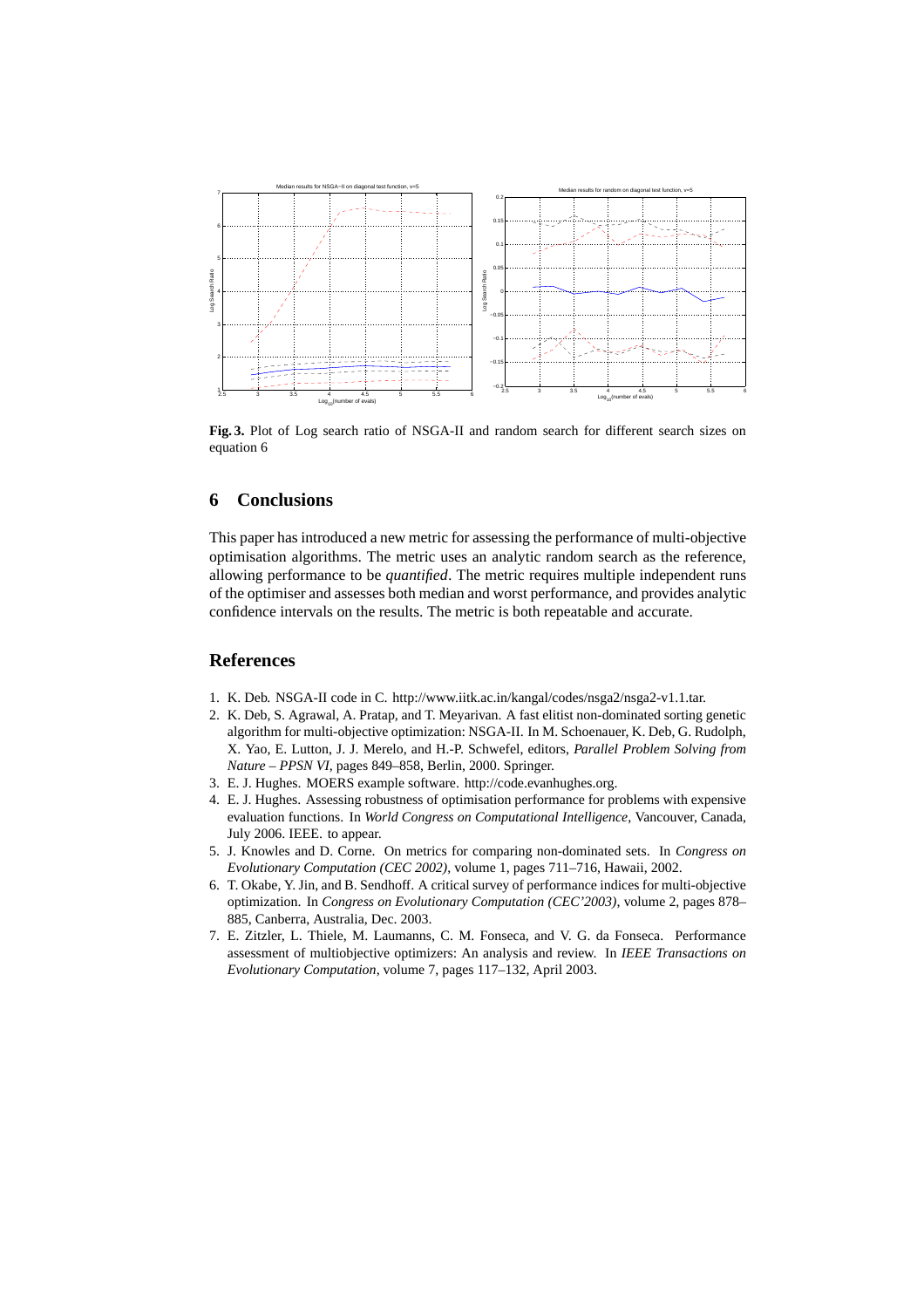Median results for NSGA−II on diagonal test function, v=5

Log Search Ratio

Log$_{10}$(number of evals)

1 2 3 4 5 6 7

2.5 3 3.5 4 4.5 5 5.5 6

Median results for random on diagonal test function, v=5

Log Search Ratio

Log$_{10}$(number of evals)

−0.2 −0.15 −0.1 −0.05 0 0.05 0.1 0.15 0.2

2.5 3 3.5 4 4.5 5 5.5 6

**Fig. 3.** Plot of Log search ratio of NSGA-II and random search for different search sizes on equation 6

## 6 Conclusions

This paper has introduced a new metric for assessing the performance of multi-objective optimisation algorithms. The metric uses an analytic random search as the reference, allowing performance to be *quantified*. The metric requires multiple independent runs of the optimiser and assesses both median and worst performance, and provides analytic confidence intervals on the results. The metric is both repeatable and accurate.

## References

1. K. Deb. NSGA-II code in C. http://www.iitk.ac.in/kangal/codes/nsga2/nsga2-v1.1.tar.
2. K. Deb, S. Agrawal, A. Pratap, and T. Meyarivan. A fast elitist non-dominated sorting genetic algorithm for multi-objective optimization: NSGA-II. In M. Schoenauer, K. Deb, G. Rudolph, X. Yao, E. Lutton, J. J. Merelo, and H.-P. Schwefel, editors, *Parallel Problem Solving from Nature – PPSN VI*, pages 849–858, Berlin, 2000. Springer.
3. E. J. Hughes. MOERS example software. http://code.evanhughes.org.
4. E. J. Hughes. Assessing robustness of optimisation performance for problems with expensive evaluation functions. In *World Congress on Computational Intelligence*, Vancouver, Canada, July 2006. IEEE. to appear.
5. J. Knowles and D. Corne. On metrics for comparing non-dominated sets. In *Congress on Evolutionary Computation (CEC 2002)*, volume 1, pages 711–716, Hawaii, 2002.
6. T. Okabe, Y. Jin, and B. Sendhoff. A critical survey of performance indices for multi-objective optimization. In *Congress on Evolutionary Computation (CEC'2003)*, volume 2, pages 878–885, Canberra, Australia, Dec. 2003.
7. E. Zitzler, L. Thiele, M. Laumanns, C. M. Fonseca, and V. G. da Fonseca. Performance assessment of multiobjective optimizers: An analysis and review. In *IEEE Transactions on Evolutionary Computation*, volume 7, pages 117–132, April 2003.